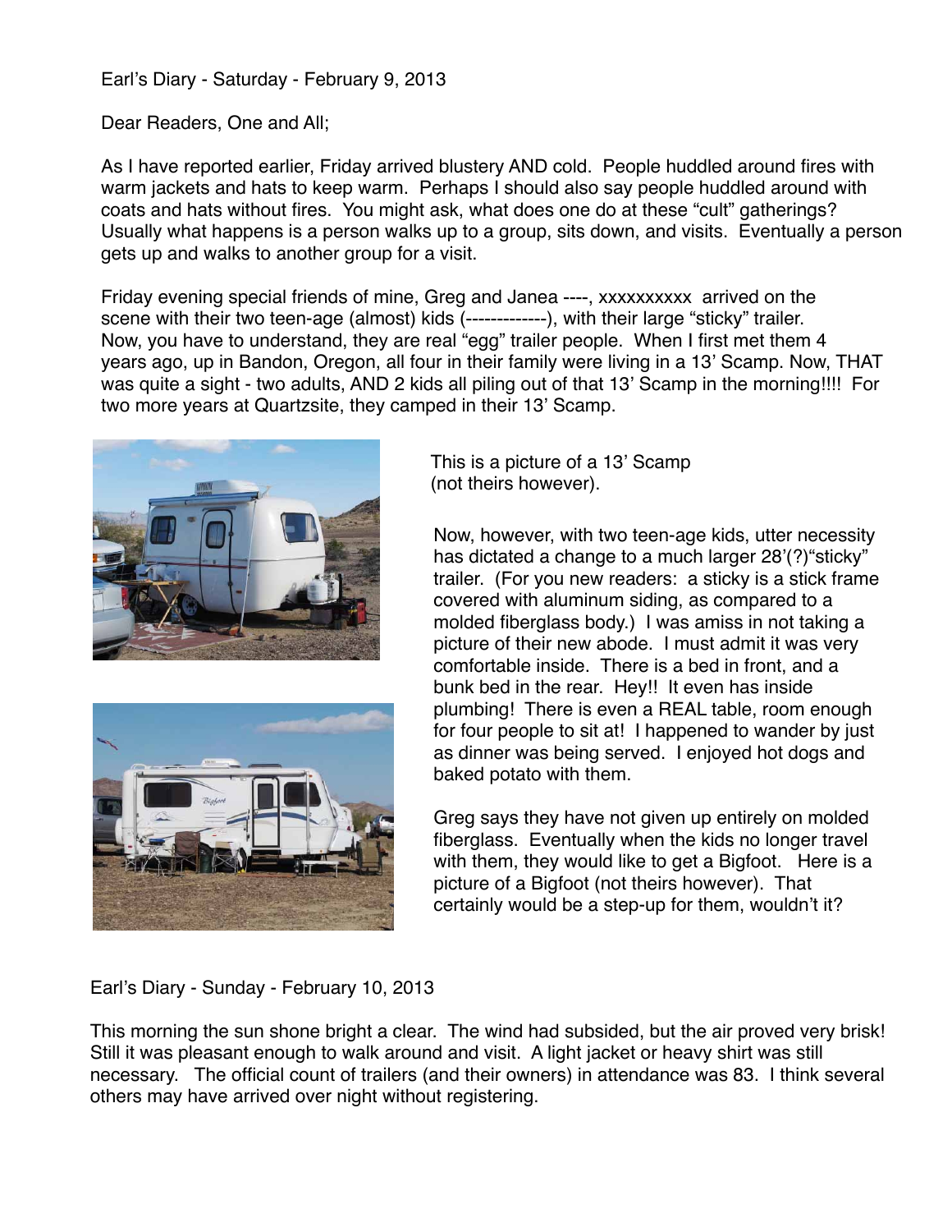Earl's Diary - Saturday - February 9, 2013

Dear Readers, One and All;

As I have reported earlier, Friday arrived blustery AND cold. People huddled around fires with warm jackets and hats to keep warm. Perhaps I should also say people huddled around with coats and hats without fires. You might ask, what does one do at these "cult" gatherings? Usually what happens is a person walks up to a group, sits down, and visits. Eventually a person gets up and walks to another group for a visit.

Friday evening special friends of mine, Greg and Janea ----, xxxxxxxxxx arrived on the scene with their two teen-age (almost) kids (-------------), with their large "sticky" trailer. Now, you have to understand, they are real "egg" trailer people. When I first met them 4 years ago, up in Bandon, Oregon, all four in their family were living in a 13' Scamp. Now, THAT was quite a sight - two adults, AND 2 kids all piling out of that 13' Scamp in the morning!!!! For two more years at Quartzsite, they camped in their 13' Scamp.

This is a picture of a 13' Scamp (not theirs however).

Now, however, with two teen-age kids, utter necessity has dictated a change to a much larger 28'(?)"sticky" trailer. (For you new readers: a sticky is a stick frame covered with aluminum siding, as compared to a molded fiberglass body.) I was amiss in not taking a picture of their new abode. I must admit it was very comfortable inside. There is a bed in front, and a bunk bed in the rear. Hey!! It even has inside plumbing! There is even a REAL table, room enough for four people to sit at! I happened to wander by just as dinner was being served. I enjoyed hot dogs and baked potato with them.

Greg says they have not given up entirely on molded fiberglass. Eventually when the kids no longer travel with them, they would like to get a Bigfoot. Here is a picture of a Bigfoot (not theirs however). That certainly would be a step-up for them, wouldn't it?

Earl's Diary - Sunday - February 10, 2013

This morning the sun shone bright a clear. The wind had subsided, but the air proved very brisk! Still it was pleasant enough to walk around and visit. A light jacket or heavy shirt was still necessary. The official count of trailers (and their owners) in attendance was 83. I think several others may have arrived over night without registering.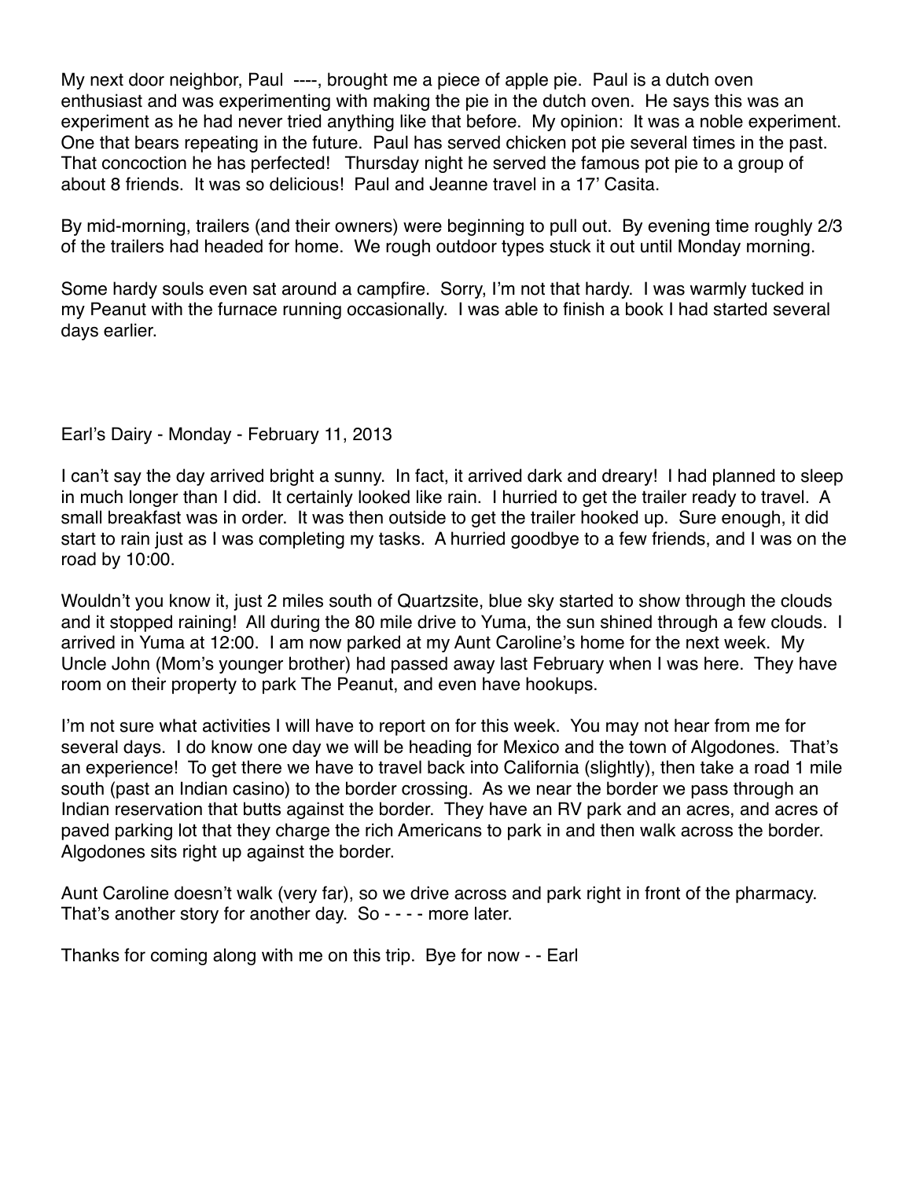My next door neighbor, Paul ----, brought me a piece of apple pie. Paul is a dutch oven enthusiast and was experimenting with making the pie in the dutch oven. He says this was an experiment as he had never tried anything like that before. My opinion: It was a noble experiment. One that bears repeating in the future. Paul has served chicken pot pie several times in the past. That concoction he has perfected! Thursday night he served the famous pot pie to a group of about 8 friends. It was so delicious! Paul and Jeanne travel in a 17' Casita.

By mid-morning, trailers (and their owners) were beginning to pull out. By evening time roughly 2/3 of the trailers had headed for home. We rough outdoor types stuck it out until Monday morning.

Some hardy souls even sat around a campfire. Sorry, I'm not that hardy. I was warmly tucked in my Peanut with the furnace running occasionally. I was able to finish a book I had started several days earlier.

Earl's Dairy - Monday - February 11, 2013

I can't say the day arrived bright a sunny. In fact, it arrived dark and dreary! I had planned to sleep in much longer than I did. It certainly looked like rain. I hurried to get the trailer ready to travel. A small breakfast was in order. It was then outside to get the trailer hooked up. Sure enough, it did start to rain just as I was completing my tasks. A hurried goodbye to a few friends, and I was on the road by 10:00.

Wouldn't you know it, just 2 miles south of Quartzsite, blue sky started to show through the clouds and it stopped raining! All during the 80 mile drive to Yuma, the sun shined through a few clouds. I arrived in Yuma at 12:00. I am now parked at my Aunt Caroline's home for the next week. My Uncle John (Mom's younger brother) had passed away last February when I was here. They have room on their property to park The Peanut, and even have hookups.

I'm not sure what activities I will have to report on for this week. You may not hear from me for several days. I do know one day we will be heading for Mexico and the town of Algodones. That's an experience! To get there we have to travel back into California (slightly), then take a road 1 mile south (past an Indian casino) to the border crossing. As we near the border we pass through an Indian reservation that butts against the border. They have an RV park and an acres, and acres of paved parking lot that they charge the rich Americans to park in and then walk across the border. Algodones sits right up against the border.

Aunt Caroline doesn't walk (very far), so we drive across and park right in front of the pharmacy. That's another story for another day. So - - - - more later.

Thanks for coming along with me on this trip. Bye for now - - Earl